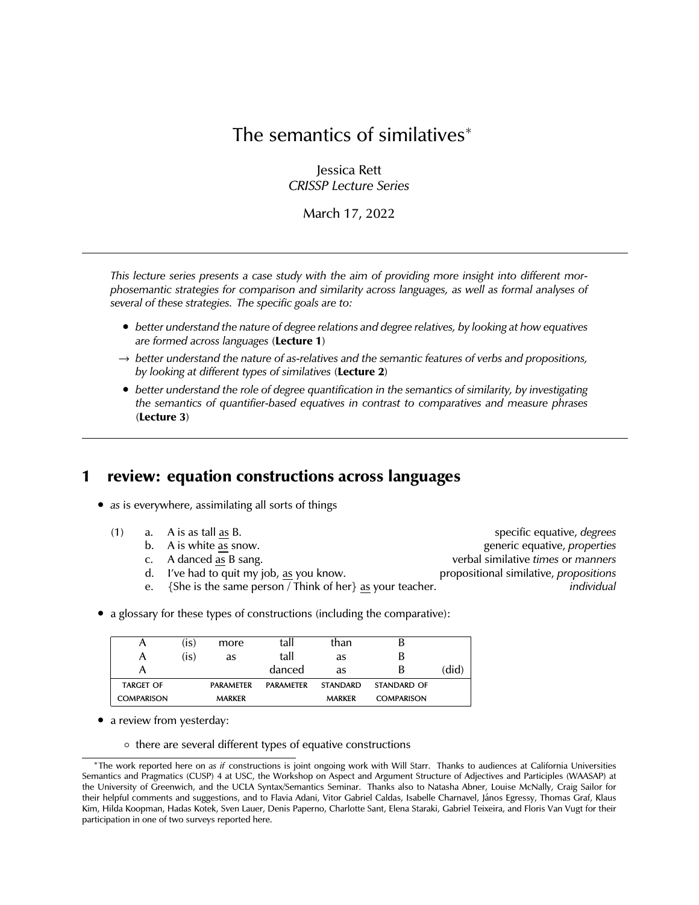# The semantics of similatives*

Jessica Rett
*CRISSP Lecture Series*

March 17, 2022

---

*This lecture series presents a case study with the aim of providing more insight into different morphosemantic strategies for comparison and similarity across languages, as well as formal analyses of several of these strategies. The specific goals are to:*

- *better understand the nature of degree relations and degree relatives, by looking at how equatives are formed across languages* (**Lecture 1**)

→ *better understand the nature of as-relatives and the semantic features of verbs and propositions, by looking at different types of similatives* (**Lecture 2**)

- *better understand the role of degree quantification in the semantics of similarity, by investigating the semantics of quantifier-based equatives in contrast to comparatives and measure phrases* (**Lecture 3**)

---

## 1 review: equation constructions across languages

- *as* is everywhere, assimilating all sorts of things

(1)
a. A is as tall as B. — specific equative, *degrees*
b. A is white as snow. — generic equative, *properties*
c. A danced as B sang. — verbal similative *times* or *manners*
d. I've had to quit my job, as you know. — propositional similative, *propositions*
e. {She is the same person / Think of her} as your teacher. — *individual*

- a glossary for these types of constructions (including the comparative):

| A | (is) | more | tall | than | B | |
|---|---|---|---|---|---|---|
| A | (is) | as | tall | as | B | |
| A | | | danced | as | B | (did) |
| TARGET OF COMPARISON | | PARAMETER MARKER | PARAMETER | STANDARD MARKER | STANDARD OF COMPARISON | |

- a review from yesterday:
  - there are several different types of equative constructions

---

*The work reported here on *as if* constructions is joint ongoing work with Will Starr. Thanks to audiences at California Universities Semantics and Pragmatics (CUSP) 4 at USC, the Workshop on Aspect and Argument Structure of Adjectives and Participles (WAASAP) at the University of Greenwich, and the UCLA Syntax/Semantics Seminar. Thanks also to Natasha Abner, Louise McNally, Craig Sailor for their helpful comments and suggestions, and to Flavia Adani, Vitor Gabriel Caldas, Isabelle Charnavel, János Egressy, Thomas Graf, Klaus Kim, Hilda Koopman, Hadas Kotek, Sven Lauer, Denis Paperno, Charlotte Sant, Elena Staraki, Gabriel Teixeira, and Floris Van Vugt for their participation in one of two surveys reported here.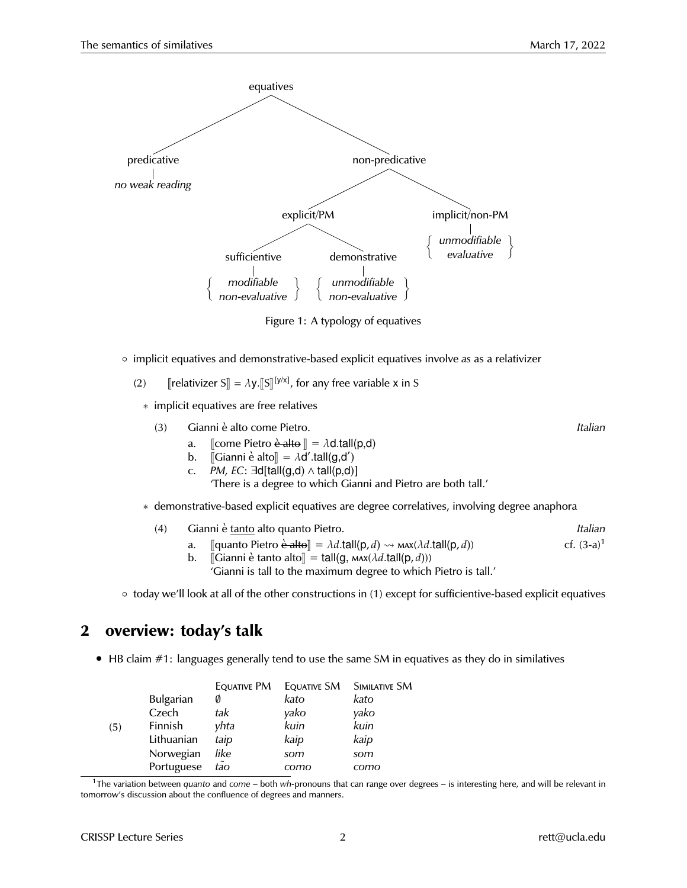equatives
- predicative
  - *no weak reading*
- non-predicative
  - explicit/PM
    - sufficientive
      - { *modifiable*, *non-evaluative* }
    - demonstrative
      - { *unmodifiable*, *non-evaluative* }
  - implicit/non-PM
    - { *unmodifiable*, *evaluative* }

Figure 1: A typology of equatives

◦ implicit equatives and demonstrative-based explicit equatives involve *as* as a relativizer

(2) $[\![\text{relativizer S}]\!] = \lambda \text{y}.[\![\text{S}]\!]^{[\text{y/x}]}$, for any free variable x in S

∗ implicit equatives are free relatives

(3) Gianni è alto come Pietro. *Italian*

a. $[\![$come Pietro ~~è alto~~ $]\!] = \lambda \text{d.tall(p,d)}$

b. $[\![$Gianni è alto$]\!] = \lambda \text{d}'.\text{tall(g,d}')$

c. *PM, EC*: $\exists \text{d[tall(g,d)} \wedge \text{tall(p,d)]}$

'There is a degree to which Gianni and Pietro are both tall.'

∗ demonstrative-based explicit equatives are degree correlatives, involving degree anaphora

(4) Gianni è <u>tanto</u> alto quanto Pietro. *Italian*

a. $[\![$quanto Pietro ~~è alto~~$]\!] = \lambda d.\text{tall(p}, d) \rightsquigarrow \text{MAX}(\lambda d.\text{tall(p}, d))$ cf. (3-a)[1]

b. $[\![$Gianni è tanto alto$]\!] = \text{tall(g}, \text{MAX}(\lambda d.\text{tall(p}, d)))$

'Gianni is tall to the maximum degree to which Pietro is tall.'

◦ today we'll look at all of the other constructions in (1) except for sufficientive-based explicit equatives

## 2 overview: today's talk

- HB claim #1: languages generally tend to use the same SM in equatives as they do in similatives

(5)

| | Equative PM | Equative SM | Similative SM |
|---|---|---|---|
| Bulgarian | ∅ | *kato* | *kato* |
| Czech | *tak* | *yako* | *yako* |
| Finnish | *yhta* | *kuin* | *kuin* |
| Lithuanian | *taip* | *kaip* | *kaip* |
| Norwegian | *like* | *som* | *som* |
| Portuguese | *tão* | *como* | *como* |

[1] The variation between *quanto* and *come* – both *wh*-pronouns that can range over degrees – is interesting here, and will be relevant in tomorrow's discussion about the confluence of degrees and manners.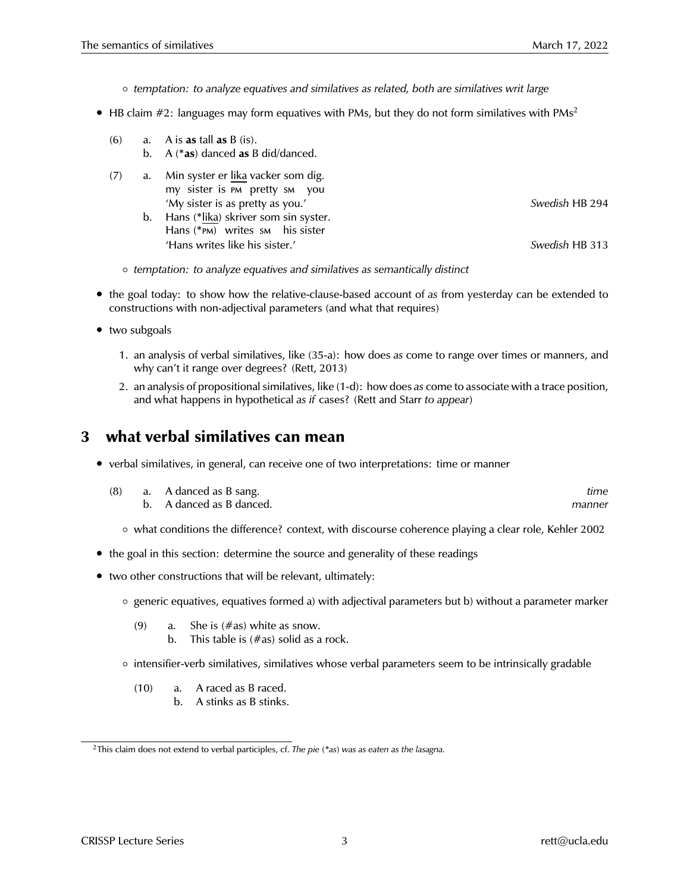- *temptation: to analyze equatives and similatives as related, both are similatives writ large*

- HB claim #2: languages may form equatives with PMs, but they do not form similatives with PMs[2]

(6) a. A is **as** tall **as** B (is).
 b. A (***as**) danced **as** B did/danced.

(7) a. Min syster er <u>lika</u> vacker som dig.
 my sister is PM pretty SM you
 'My sister is as pretty as you.' *Swedish* HB 294
 b. Hans (*<u>lika</u>) skriver som sin syster.
 Hans (*PM) writes SM his sister
 'Hans writes like his sister.' *Swedish* HB 313

- *temptation: to analyze equatives and similatives as semantically distinct*

- the goal today: to show how the relative-clause-based account of *as* from yesterday can be extended to constructions with non-adjectival parameters (and what that requires)

- two subgoals

 1. an analysis of verbal similatives, like (35-a): how does *as* come to range over times or manners, and why can't it range over degrees? (Rett, 2013)
 2. an analysis of propositional similatives, like (1-d): how does *as* come to associate with a trace position, and what happens in hypothetical *as if* cases? (Rett and Starr *to appear*)

## 3 what verbal similatives can mean

- verbal similatives, in general, can receive one of two interpretations: time or manner

(8) a. A danced as B sang. *time*
 b. A danced as B danced. *manner*

- what conditions the difference? context, with discourse coherence playing a clear role, Kehler 2002

- the goal in this section: determine the source and generality of these readings

- two other constructions that will be relevant, ultimately:

 - generic equatives, equatives formed a) with adjectival parameters but b) without a parameter marker

 (9) a. She is (#as) white as snow.
  b. This table is (#as) solid as a rock.

 - intensifier-verb similatives, similatives whose verbal parameters seem to be intrinsically gradable

 (10) a. A raced as B raced.
  b. A stinks as B stinks.

[2] This claim does not extend to verbal participles, cf. *The pie (*as) was as eaten as the lasagna.*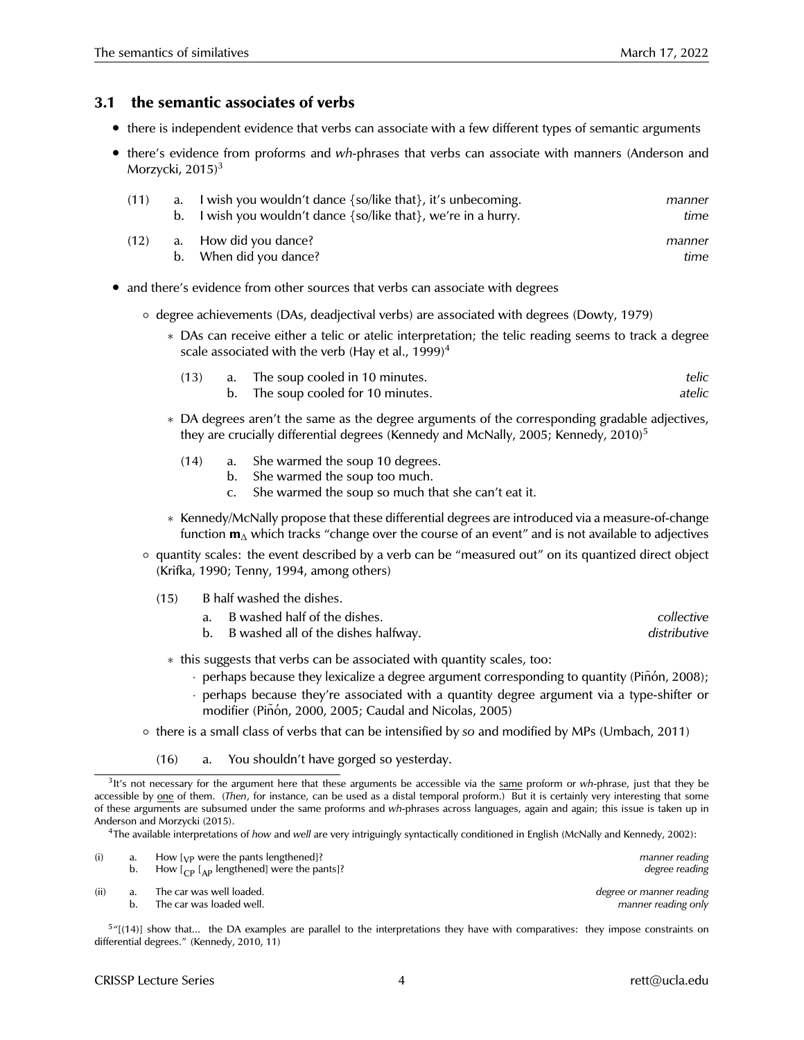### 3.1 the semantic associates of verbs

- there is independent evidence that verbs can associate with a few different types of semantic arguments
- there's evidence from proforms and *wh*-phrases that verbs can associate with manners (Anderson and Morzycki, 2015)[3]

(11) a. I wish you wouldn't dance {so/like that}, it's unbecoming. *manner*
  b. I wish you wouldn't dance {so/like that}, we're in a hurry. *time*

(12) a. How did you dance? *manner*
  b. When did you dance? *time*

- and there's evidence from other sources that verbs can associate with degrees
  - degree achievements (DAs, deadjectival verbs) are associated with degrees (Dowty, 1979)
    - DAs can receive either a telic or atelic interpretation; the telic reading seems to track a degree scale associated with the verb (Hay et al., 1999)[4]

      (13) a. The soup cooled in 10 minutes. *telic*
        b. The soup cooled for 10 minutes. *atelic*

    - DA degrees aren't the same as the degree arguments of the corresponding gradable adjectives, they are crucially differential degrees (Kennedy and McNally, 2005; Kennedy, 2010)[5]

      (14) a. She warmed the soup 10 degrees.
        b. She warmed the soup too much.
        c. She warmed the soup so much that she can't eat it.

    - Kennedy/McNally propose that these differential degrees are introduced via a measure-of-change function $\mathbf{m}_{\Delta}$ which tracks "change over the course of an event" and is not available to adjectives
  - quantity scales: the event described by a verb can be "measured out" on its quantized direct object (Krifka, 1990; Tenny, 1994, among others)

    (15) B half washed the dishes.
      a. B washed half of the dishes. *collective*
      b. B washed all of the dishes halfway. *distributive*

    - this suggests that verbs can be associated with quantity scales, too:
      - perhaps because they lexicalize a degree argument corresponding to quantity (Piñón, 2008);
      - perhaps because they're associated with a quantity degree argument via a type-shifter or modifier (Piñón, 2000, 2005; Caudal and Nicolas, 2005)
  - there is a small class of verbs that can be intensified by *so* and modified by MPs (Umbach, 2011)

    (16) a. You shouldn't have gorged so yesterday.

---

[3] It's not necessary for the argument here that these arguments be accessible via the <u>same</u> proform or *wh*-phrase, just that they be accessible by <u>one</u> of them. (*Then*, for instance, can be used as a distal temporal proform.) But it is certainly very interesting that some of these arguments are subsumed under the same proforms and *wh*-phrases across languages, again and again; this issue is taken up in Anderson and Morzycki (2015).

[4] The available interpretations of *how* and *well* are very intriguingly syntactically conditioned in English (McNally and Kennedy, 2002):

(i) a. How [$_{VP}$ were the pants lengthened]? *manner reading*
  b. How [$_{CP}$ [$_{AP}$ lengthened] were the pants]? *degree reading*

(ii) a. The car was well loaded. *degree or manner reading*
  b. The car was loaded well. *manner reading only*

[5] "[(14)] show that... the DA examples are parallel to the interpretations they have with comparatives: they impose constraints on differential degrees." (Kennedy, 2010, 11)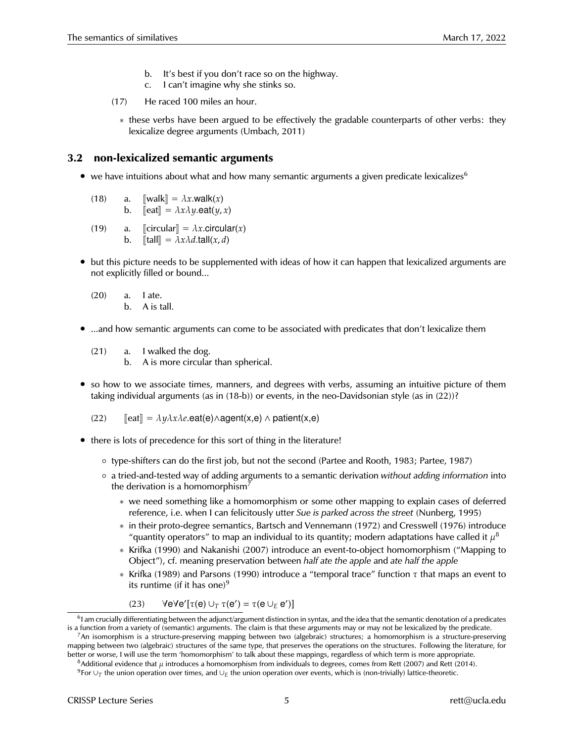b. It's best if you don't race so on the highway.
 c. I can't imagine why she stinks so.

(17) He raced 100 miles an hour.

- * these verbs have been argued to be effectively the gradable counterparts of other verbs: they lexicalize degree arguments (Umbach, 2011)

## 3.2 non-lexicalized semantic arguments

- we have intuitions about what and how many semantic arguments a given predicate lexicalizes[6]

(18) a. $[\![\text{walk}]\!] = \lambda x.\mathsf{walk}(x)$
 b. $[\![\text{eat}]\!] = \lambda x \lambda y.\mathsf{eat}(y, x)$

(19) a. $[\![\text{circular}]\!] = \lambda x.\mathsf{circular}(x)$
 b. $[\![\text{tall}]\!] = \lambda x \lambda d.\mathsf{tall}(x, d)$

- but this picture needs to be supplemented with ideas of how it can happen that lexicalized arguments are not explicitly filled or bound...

(20) a. I ate.
 b. A is tall.

- ...and how semantic arguments can come to be associated with predicates that don't lexicalize them

(21) a. I walked the dog.
 b. A is more circular than spherical.

- so how to we associate times, manners, and degrees with verbs, assuming an intuitive picture of them taking individual arguments (as in (18-b)) or events, in the neo-Davidsonian style (as in (22))?

(22) $[\![\text{eat}]\!] = \lambda y \lambda x \lambda e.\mathsf{eat(e)} \wedge \mathsf{agent(x,e)} \wedge \mathsf{patient(x,e)}$

- there is lots of precedence for this sort of thing in the literature!
  - type-shifters can do the first job, but not the second (Partee and Rooth, 1983; Partee, 1987)
  - a tried-and-tested way of adding arguments to a semantic derivation *without adding information* into the derivation is a homomorphism[7]
    - * we need something like a homomorphism or some other mapping to explain cases of deferred reference, i.e. when I can felicitously utter *Sue is parked across the street* (Nunberg, 1995)
    - * in their proto-degree semantics, Bartsch and Vennemann (1972) and Cresswell (1976) introduce "quantity operators" to map an individual to its quantity; modern adaptations have called it $\mu$[8]
    - * Krifka (1990) and Nakanishi (2007) introduce an event-to-object homomorphism ("Mapping to Object"), cf. meaning preservation between *half ate the apple* and *ate half the apple*
    - * Krifka (1989) and Parsons (1990) introduce a "temporal trace" function $\tau$ that maps an event to its runtime (if it has one)[9]

(23) $\forall \mathsf{e} \forall \mathsf{e'}[\tau(\mathsf{e}) \cup_T \tau(\mathsf{e'}) = \tau(\mathsf{e} \cup_E \mathsf{e'})]$

---

[6] I am crucially differentiating between the adjunct/argument distinction in syntax, and the idea that the semantic denotation of a predicates is a function from a variety of (semantic) arguments. The claim is that these arguments may or may not be lexicalized by the predicate.

[7] An isomorphism is a structure-preserving mapping between two (algebraic) structures; a homomorphism is a structure-preserving mapping between two (algebraic) structures of the same type, that preserves the operations on the structures. Following the literature, for better or worse, I will use the term 'homomorphism' to talk about these mappings, regardless of which term is more appropriate.

[8] Additional evidence that $\mu$ introduces a homomorphism from individuals to degrees, comes from Rett (2007) and Rett (2014).

[9] For $\cup_T$ the union operation over times, and $\cup_E$ the union operation over events, which is (non-trivially) lattice-theoretic.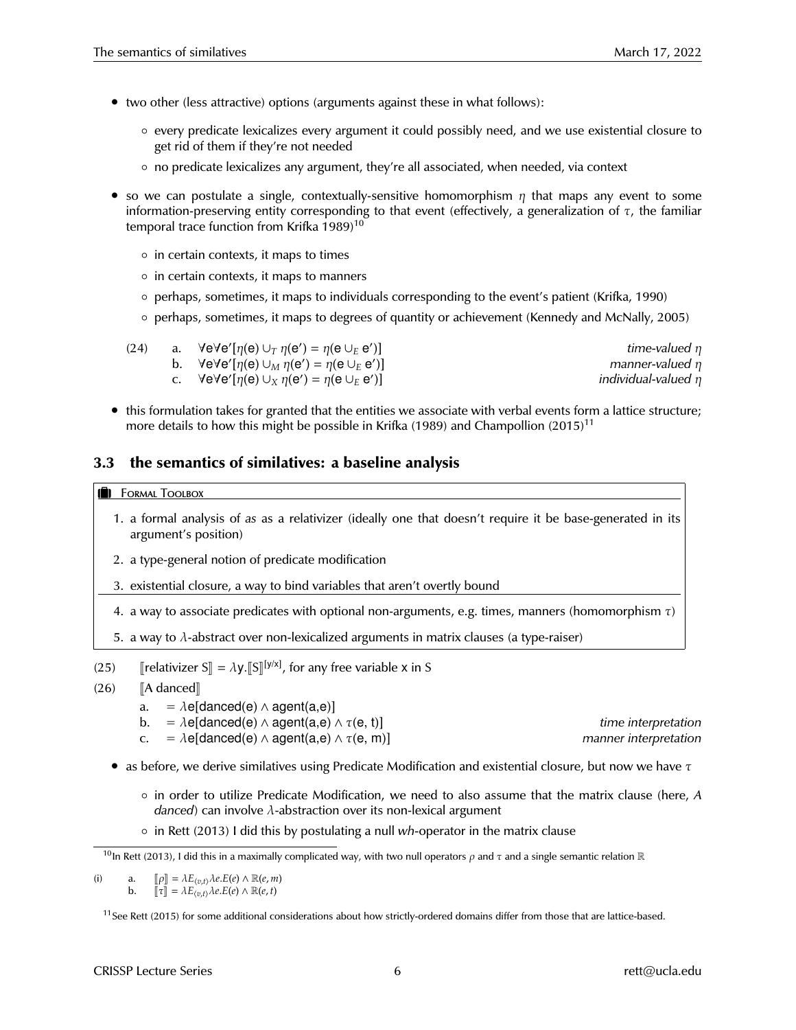- two other (less attractive) options (arguments against these in what follows):
  - every predicate lexicalizes every argument it could possibly need, and we use existential closure to get rid of them if they're not needed
  - no predicate lexicalizes any argument, they're all associated, when needed, via context
- so we can postulate a single, contextually-sensitive homomorphism $\eta$ that maps any event to some information-preserving entity corresponding to that event (effectively, a generalization of $\tau$, the familiar temporal trace function from Krifka 1989)[10]
  - in certain contexts, it maps to times
  - in certain contexts, it maps to manners
  - perhaps, sometimes, it maps to individuals corresponding to the event's patient (Krifka, 1990)
  - perhaps, sometimes, it maps to degrees of quantity or achievement (Kennedy and McNally, 2005)

(24)
a. $\forall e \forall e'[\eta(e) \cup_T \eta(e') = \eta(e \cup_E e')]$ — *time-valued* $\eta$
b. $\forall e \forall e'[\eta(e) \cup_M \eta(e') = \eta(e \cup_E e')]$ — *manner-valued* $\eta$
c. $\forall e \forall e'[\eta(e) \cup_X \eta(e') = \eta(e \cup_E e')]$ — *individual-valued* $\eta$

- this formulation takes for granted that the entities we associate with verbal events form a lattice structure; more details to how this might be possible in Krifka (1989) and Champollion (2015)[11]

### 3.3 the semantics of similatives: a baseline analysis

**Formal Toolbox**

1. a formal analysis of *as* as a relativizer (ideally one that doesn't require it be base-generated in its argument's position)
2. a type-general notion of predicate modification
3. existential closure, a way to bind variables that aren't overtly bound

---

4. a way to associate predicates with optional non-arguments, e.g. times, manners (homomorphism $\tau$)
5. a way to $\lambda$-abstract over non-lexicalized arguments in matrix clauses (a type-raiser)

(25) $[\![\text{relativizer S}]\!] = \lambda y.[\![S]\!]^{[y/x]}$, for any free variable x in S

(26) $[\![\text{A danced}]\!]$
a. $= \lambda e[\text{danced}(e) \wedge \text{agent}(a,e)]$
b. $= \lambda e[\text{danced}(e) \wedge \text{agent}(a,e) \wedge \tau(e, t)]$ — *time interpretation*
c. $= \lambda e[\text{danced}(e) \wedge \text{agent}(a,e) \wedge \tau(e, m)]$ — *manner interpretation*

- as before, we derive similatives using Predicate Modification and existential closure, but now we have $\tau$
  - in order to utilize Predicate Modification, we need to also assume that the matrix clause (here, *A danced*) can involve $\lambda$-abstraction over its non-lexical argument
  - in Rett (2013) I did this by postulating a null *wh*-operator in the matrix clause

---

[10] In Rett (2013), I did this in a maximally complicated way, with two null operators $\rho$ and $\tau$ and a single semantic relation $\mathbb{R}$

(i)
a. $[\![\rho]\!] = \lambda E_{\langle v,t \rangle} \lambda e.E(e) \wedge \mathbb{R}(e, m)$
b. $[\![\tau]\!] = \lambda E_{\langle v,t \rangle} \lambda e.E(e) \wedge \mathbb{R}(e, t)$

[11] See Rett (2015) for some additional considerations about how strictly-ordered domains differ from those that are lattice-based.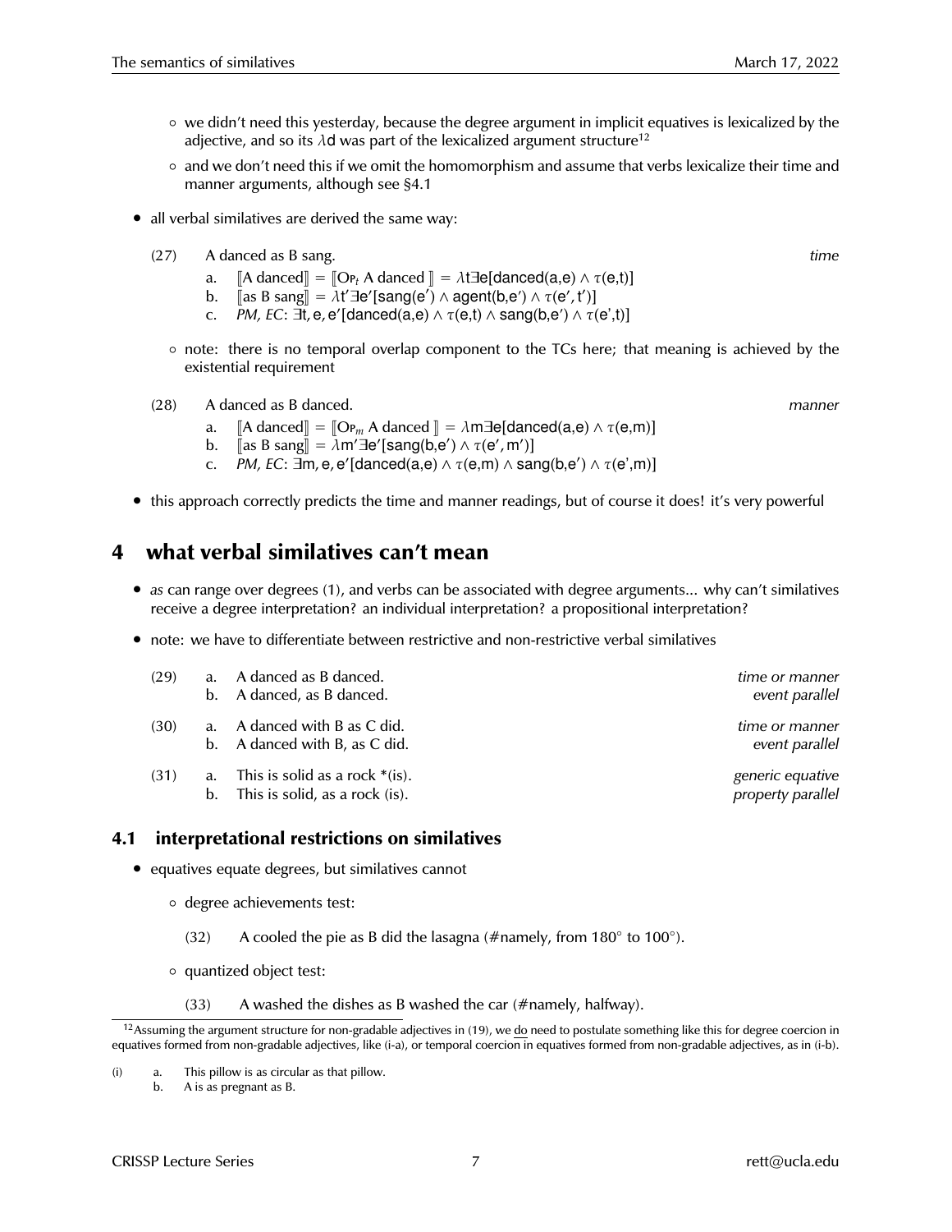- we didn't need this yesterday, because the degree argument in implicit equatives is lexicalized by the adjective, and so its $\lambda$d was part of the lexicalized argument structure[12]
- and we don't need this if we omit the homomorphism and assume that verbs lexicalize their time and manner arguments, although see §4.1

- all verbal similatives are derived the same way:

(27) A danced as B sang. *time*

a. $[\![\text{A danced}]\!] = [\![\text{Op}_t \text{ A danced}]\!] = \lambda t \exists e[\text{danced(a,e)} \wedge \tau(\text{e,t})]$

b. $[\![\text{as B sang}]\!] = \lambda t' \exists e'[\text{sang(e')} \wedge \text{agent(b,e')} \wedge \tau(\text{e'},\text{t'})]$

c. *PM, EC*: $\exists t, e, e'[\text{danced(a,e)} \wedge \tau(\text{e,t}) \wedge \text{sang(b,e')} \wedge \tau(\text{e',t})]$

- note: there is no temporal overlap component to the TCs here; that meaning is achieved by the existential requirement

(28) A danced as B danced. *manner*

a. $[\![\text{A danced}]\!] = [\![\text{Op}_m \text{ A danced}]\!] = \lambda m \exists e[\text{danced(a,e)} \wedge \tau(\text{e,m})]$

b. $[\![\text{as B sang}]\!] = \lambda m' \exists e'[\text{sang(b,e')} \wedge \tau(\text{e'},\text{m'})]$

c. *PM, EC*: $\exists m, e, e'[\text{danced(a,e)} \wedge \tau(\text{e,m}) \wedge \text{sang(b,e')} \wedge \tau(\text{e',m})]$

- this approach correctly predicts the time and manner readings, but of course it does! it's very powerful

# 4 what verbal similatives can't mean

- *as* can range over degrees (1), and verbs can be associated with degree arguments... why can't similatives receive a degree interpretation? an individual interpretation? a propositional interpretation?
- note: we have to differentiate between restrictive and non-restrictive verbal similatives

| | | | |
|---|---|---|---|
| (29) | a. | A danced as B danced. | *time or manner* |
| | b. | A danced, as B danced. | *event parallel* |
| (30) | a. | A danced with B as C did. | *time or manner* |
| | b. | A danced with B, as C did. | *event parallel* |
| (31) | a. | This is solid as a rock *(is). | *generic equative* |
| | b. | This is solid, as a rock (is). | *property parallel* |

## 4.1 interpretational restrictions on similatives

- equatives equate degrees, but similatives cannot
  - degree achievements test:

    (32) A cooled the pie as B did the lasagna (#namely, from 180° to 100°).

  - quantized object test:

    (33) A washed the dishes as B washed the car (#namely, halfway).

---

[12] Assuming the argument structure for non-gradable adjectives in (19), we do need to postulate something like this for degree coercion in equatives formed from non-gradable adjectives, like (i-a), or temporal coercion in equatives formed from non-gradable adjectives, as in (i-b).

(i) a. This pillow is as circular as that pillow.
b. A is as pregnant as B.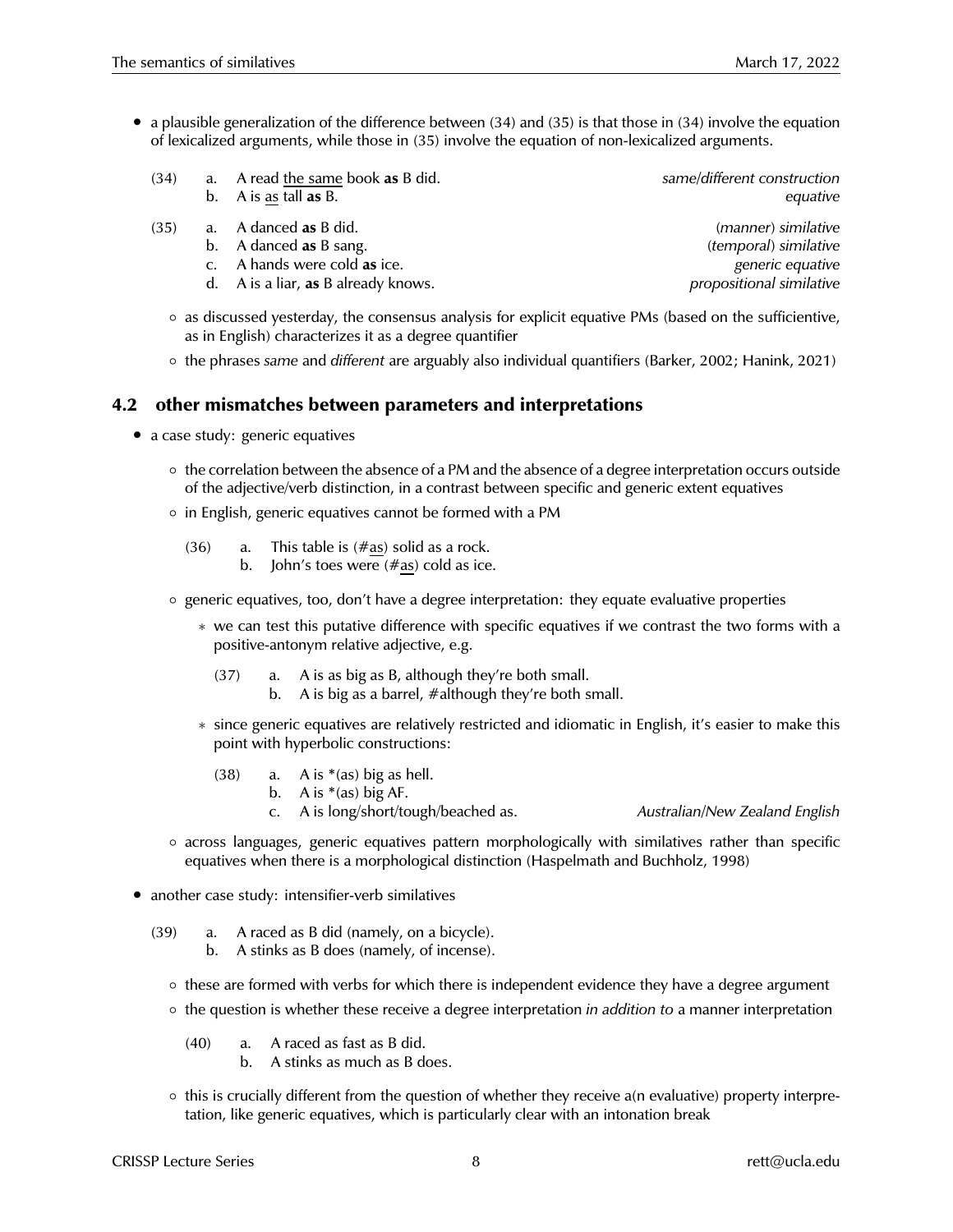- a plausible generalization of the difference between (34) and (35) is that those in (34) involve the equation of lexicalized arguments, while those in (35) involve the equation of non-lexicalized arguments.

(34)
  a. A read <u>the same</u> book **as** B did. — *same/different construction*
  b. A is <u>as</u> tall **as** B. — *equative*

(35)
  a. A danced **as** B did. — (*manner*) *similative*
  b. A danced **as** B sang. — (*temporal*) *similative*
  c. A hands were cold **as** ice. — *generic equative*
  d. A is a liar, **as** B already knows. — *propositional similative*

  - as discussed yesterday, the consensus analysis for explicit equative PMs (based on the sufficientive, as in English) characterizes it as a degree quantifier
  - the phrases *same* and *different* are arguably also individual quantifiers (Barker, 2002; Hanink, 2021)

## 4.2 other mismatches between parameters and interpretations

- a case study: generic equatives
  - the correlation between the absence of a PM and the absence of a degree interpretation occurs outside of the adjective/verb distinction, in a contrast between specific and generic extent equatives
  - in English, generic equatives cannot be formed with a PM

    (36)
      a. This table is (#<u>as</u>) solid as a rock.
      b. John's toes were (#<u>as</u>) cold as ice.

  - generic equatives, too, don't have a degree interpretation: they equate evaluative properties
    - we can test this putative difference with specific equatives if we contrast the two forms with a positive-antonym relative adjective, e.g.

      (37)
        a. A is as big as B, although they're both small.
        b. A is big as a barrel, #although they're both small.

    - since generic equatives are relatively restricted and idiomatic in English, it's easier to make this point with hyperbolic constructions:

      (38)
        a. A is *(as) big as hell.
        b. A is *(as) big AF.
        c. A is long/short/tough/beached as. — *Australian/New Zealand English*

  - across languages, generic equatives pattern morphologically with similatives rather than specific equatives when there is a morphological distinction (Haspelmath and Buchholz, 1998)

- another case study: intensifier-verb similatives

  (39)
    a. A raced as B did (namely, on a bicycle).
    b. A stinks as B does (namely, of incense).

  - these are formed with verbs for which there is independent evidence they have a degree argument
  - the question is whether these receive a degree interpretation *in addition to* a manner interpretation

    (40)
      a. A raced as fast as B did.
      b. A stinks as much as B does.

  - this is crucially different from the question of whether they receive a(n evaluative) property interpretation, like generic equatives, which is particularly clear with an intonation break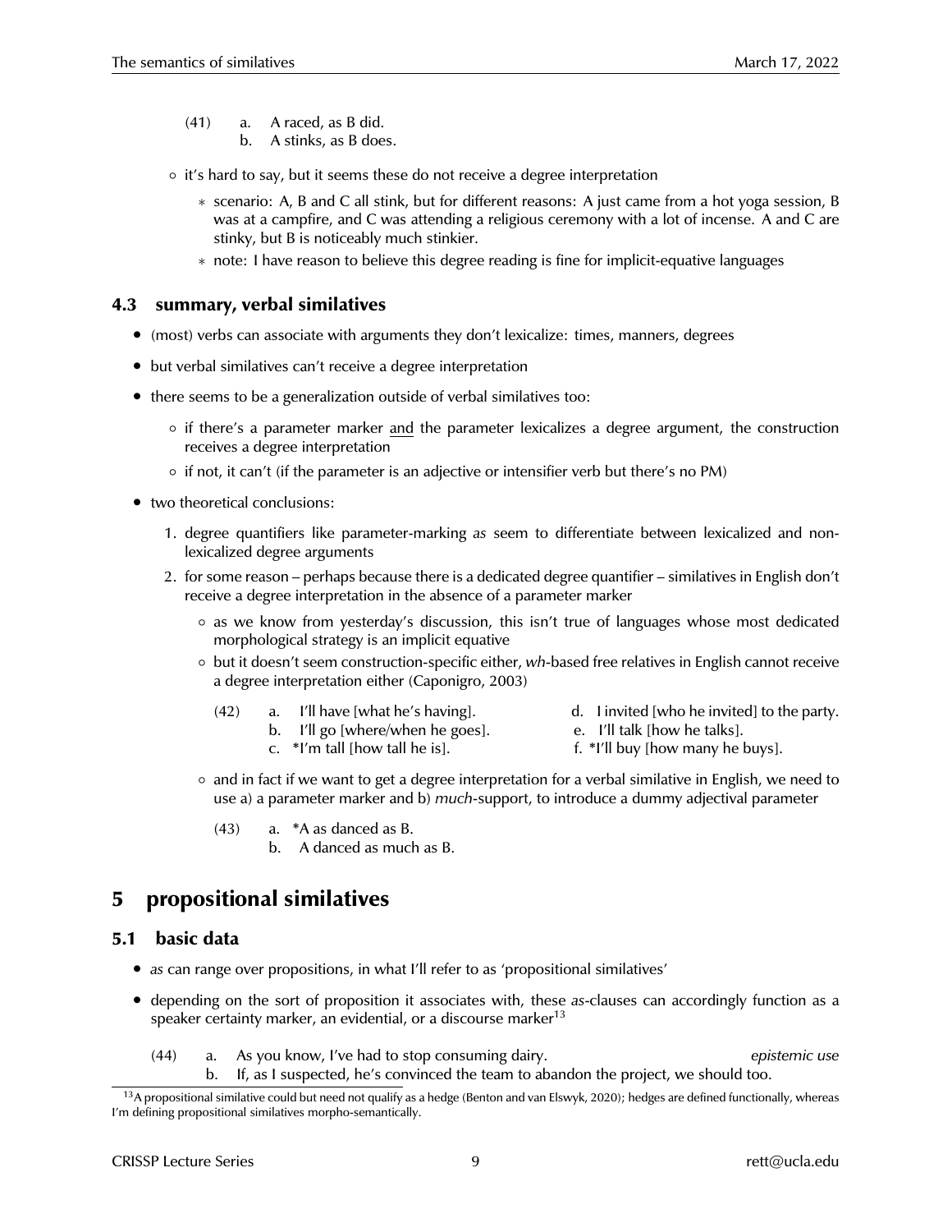(41) a. A raced, as B did.
     b. A stinks, as B does.

- it's hard to say, but it seems these do not receive a degree interpretation
  - scenario: A, B and C all stink, but for different reasons: A just came from a hot yoga session, B was at a campfire, and C was attending a religious ceremony with a lot of incense. A and C are stinky, but B is noticeably much stinkier.
  - note: I have reason to believe this degree reading is fine for implicit-equative languages

### 4.3 summary, verbal similatives

- (most) verbs can associate with arguments they don't lexicalize: times, manners, degrees
- but verbal similatives can't receive a degree interpretation
- there seems to be a generalization outside of verbal similatives too:
  - if there's a parameter marker <u>and</u> the parameter lexicalizes a degree argument, the construction receives a degree interpretation
  - if not, it can't (if the parameter is an adjective or intensifier verb but there's no PM)
- two theoretical conclusions:
  1. degree quantifiers like parameter-marking *as* seem to differentiate between lexicalized and non-lexicalized degree arguments
  2. for some reason – perhaps because there is a dedicated degree quantifier – similatives in English don't receive a degree interpretation in the absence of a parameter marker
     - as we know from yesterday's discussion, this isn't true of languages whose most dedicated morphological strategy is an implicit equative
     - but it doesn't seem construction-specific either, *wh*-based free relatives in English cannot receive a degree interpretation either (Caponigro, 2003)

       (42) a. I'll have [what he's having].
            b. I'll go [where/when he goes].
            c. *I'm tall [how tall he is].
            d. I invited [who he invited] to the party.
            e. I'll talk [how he talks].
            f. *I'll buy [how many he buys].

     - and in fact if we want to get a degree interpretation for a verbal similative in English, we need to use a) a parameter marker and b) *much*-support, to introduce a dummy adjectival parameter

       (43) a. *A as danced as B.
            b. A danced as much as B.

## 5 propositional similatives

### 5.1 basic data

- *as* can range over propositions, in what I'll refer to as 'propositional similatives'
- depending on the sort of proposition it associates with, these *as*-clauses can accordingly function as a speaker certainty marker, an evidential, or a discourse marker[13]

  (44) a. As you know, I've had to stop consuming dairy. *epistemic use*
       b. If, as I suspected, he's convinced the team to abandon the project, we should too.

[13] A propositional similative could but need not qualify as a hedge (Benton and van Elswyk, 2020); hedges are defined functionally, whereas I'm defining propositional similatives morpho-semantically.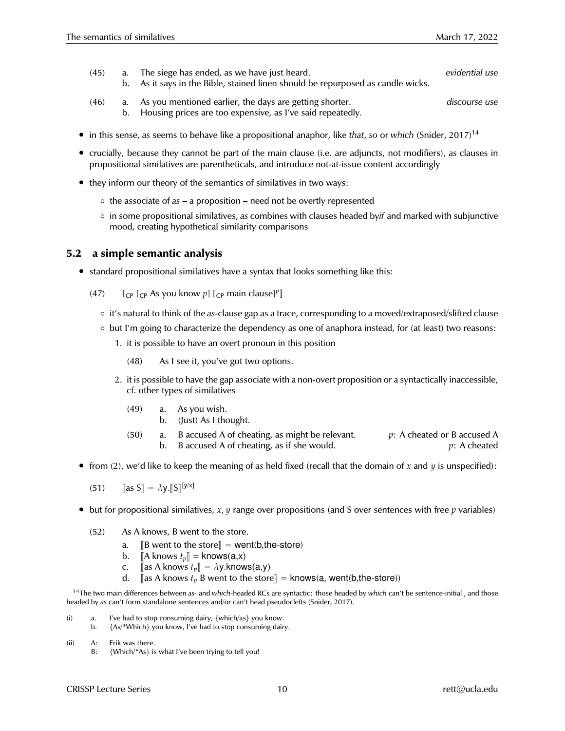(45) a. The siege has ended, as we have just heard. *evidential use*
b. As it says in the Bible, stained linen should be repurposed as candle wicks.

(46) a. As you mentioned earlier, the days are getting shorter. *discourse use*
b. Housing prices are too expensive, as I've said repeatedly.

- in this sense, *as* seems to behave like a propositional anaphor, like *that*, *so* or *which* (Snider, 2017)[14]
- crucially, because they cannot be part of the main clause (i.e. are adjuncts, not modifiers), *as* clauses in propositional similatives are parentheticals, and introduce not-at-issue content accordingly
- they inform our theory of the semantics of similatives in two ways:
  - the associate of *as* – a proposition – need not be overtly represented
  - in some propositional similatives, *as* combines with clauses headed by*if* and marked with subjunctive mood, creating hypothetical similarity comparisons

## 5.2 a simple semantic analysis

- standard propositional similatives have a syntax that looks something like this:

  (47) $[_{\text{CP}}\ [_{\text{CP}}$ As you know $p]\ [_{\text{CP}}$ main clause$]^p]$

  - it's natural to think of the *as*-clause gap as a trace, corresponding to a moved/extraposed/slifted clause
  - but I'm going to characterize the dependency as one of anaphora instead, for (at least) two reasons:
    1. it is possible to have an overt pronoun in this position

       (48) As I see it, you've got two options.

    2. it is possible to have the gap associate with a non-overt proposition or a syntactically inaccessible, cf. other types of similatives

       (49) a. As you wish.
       b. (Just) As I thought.

       (50) a. B accused A of cheating, as might be relevant. $p$: A cheated or B accused A
       b. B accused A of cheating, as if she would. $p$: A cheated

- from (2), we'd like to keep the meaning of *as* held fixed (recall that the domain of $x$ and $y$ is unspecified):

  (51) $[\![\text{as S}]\!] = \lambda y.[\![\text{S}]\!]^{[y/x]}$

- but for propositional similatives, $x, y$ range over propositions (and S over sentences with free $p$ variables)

  (52) As A knows, B went to the store.
  a. $[\![\text{B went to the store}]\!] = \text{went(b,the-store)}$
  b. $[\![\text{A knows } t_p]\!] = \text{knows(a,x)}$
  c. $[\![\text{as A knows } t_p]\!] = \lambda y.\text{knows(a,y)}$
  d. $[\![\text{as A knows } t_p \text{ B went to the store}]\!] = \text{knows(a, went(b,the-store))}$

---

[14] The two main differences between *as*- and *which*-headed RCs are syntactic: those headed by *which* can't be sentence-initial , and those headed by *as* can't form standalone sentences and/or can't head pseudoclefts (Snider, 2017).

(i) a. I've had to stop consuming dairy, {which/as} you know.
b. {As/*Which} you know, I've had to stop consuming dairy.

(ii) A: Erik was there.
B: {Which/*As} is what I've been trying to tell you!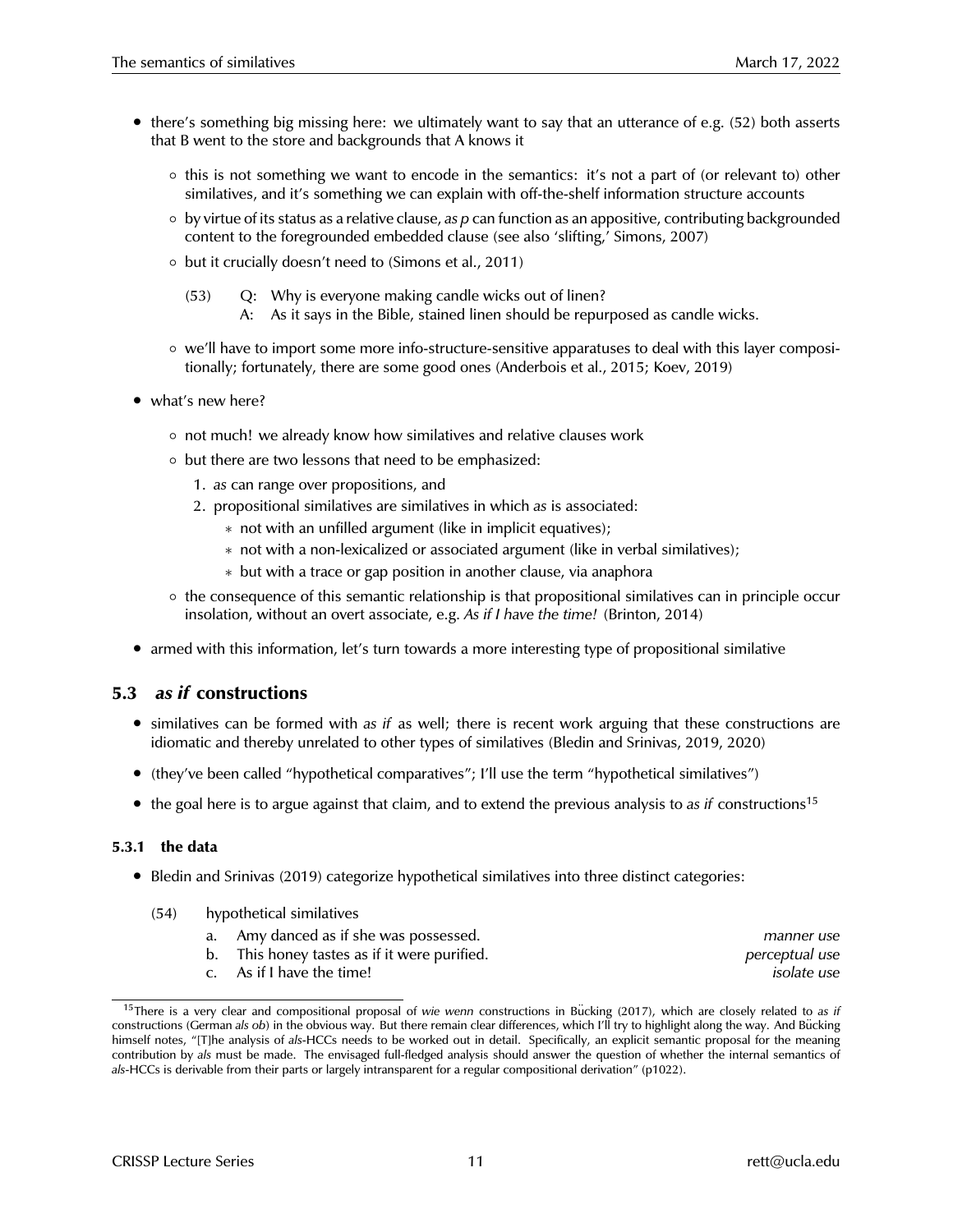- there's something big missing here: we ultimately want to say that an utterance of e.g. (52) both asserts that B went to the store and backgrounds that A knows it
  - this is not something we want to encode in the semantics: it's not a part of (or relevant to) other similatives, and it's something we can explain with off-the-shelf information structure accounts
  - by virtue of its status as a relative clause, *as p* can function as an appositive, contributing backgrounded content to the foregrounded embedded clause (see also 'slifting,' Simons, 2007)
  - but it crucially doesn't need to (Simons et al., 2011)

    (53) Q: Why is everyone making candle wicks out of linen?
    A: As it says in the Bible, stained linen should be repurposed as candle wicks.

  - we'll have to import some more info-structure-sensitive apparatuses to deal with this layer compositionally; fortunately, there are some good ones (Anderbois et al., 2015; Koev, 2019)
- what's new here?
  - not much! we already know how similatives and relative clauses work
  - but there are two lessons that need to be emphasized:
    1. *as* can range over propositions, and
    2. propositional similatives are similatives in which *as* is associated:
       - not with an unfilled argument (like in implicit equatives);
       - not with a non-lexicalized or associated argument (like in verbal similatives);
       - but with a trace or gap position in another clause, via anaphora
  - the consequence of this semantic relationship is that propositional similatives can in principle occur insolation, without an overt associate, e.g. *As if I have the time!* (Brinton, 2014)
- armed with this information, let's turn towards a more interesting type of propositional similative

## 5.3 *as if* constructions

- similatives can be formed with *as if* as well; there is recent work arguing that these constructions are idiomatic and thereby unrelated to other types of similatives (Bledin and Srinivas, 2019, 2020)
- (they've been called "hypothetical comparatives"; I'll use the term "hypothetical similatives")
- the goal here is to argue against that claim, and to extend the previous analysis to *as if* constructions[15]

### 5.3.1 the data

- Bledin and Srinivas (2019) categorize hypothetical similatives into three distinct categories:

(54) hypothetical similatives

a. Amy danced as if she was possessed. — *manner use*

b. This honey tastes as if it were purified. — *perceptual use*

c. As if I have the time! — *isolate use*

[15] There is a very clear and compositional proposal of *wie wenn* constructions in Bücking (2017), which are closely related to *as if* constructions (German *als ob*) in the obvious way. But there remain clear differences, which I'll try to highlight along the way. And Bücking himself notes, "[T]he analysis of *als*-HCCs needs to be worked out in detail. Specifically, an explicit semantic proposal for the meaning contribution by *als* must be made. The envisaged full-fledged analysis should answer the question of whether the internal semantics of *als*-HCCs is derivable from their parts or largely intransparent for a regular compositional derivation" (p1022).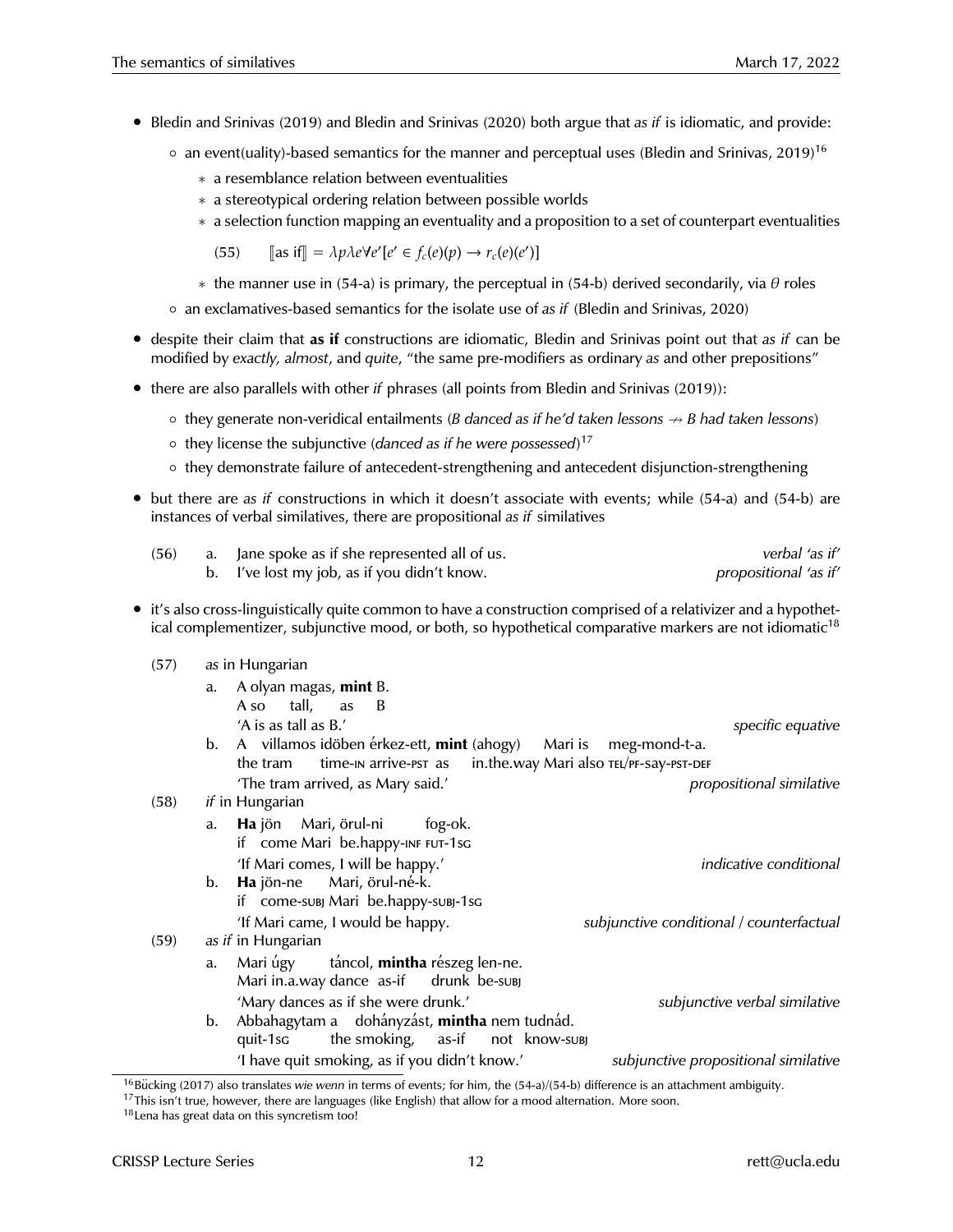- Bledin and Srinivas (2019) and Bledin and Srinivas (2020) both argue that *as if* is idiomatic, and provide:
  - an event(uality)-based semantics for the manner and perceptual uses (Bledin and Srinivas, 2019)[16]
    - a resemblance relation between eventualities
    - a stereotypical ordering relation between possible worlds
    - a selection function mapping an eventuality and a proposition to a set of counterpart eventualities

      (55) $[\![\text{as if}]\!] = \lambda p \lambda e \forall e'[e' \in f_c(e)(p) \rightarrow r_c(e)(e')]$

    - the manner use in (54-a) is primary, the perceptual in (54-b) derived secondarily, via $\theta$ roles
  - an exclamatives-based semantics for the isolate use of *as if* (Bledin and Srinivas, 2020)
- despite their claim that **as if** constructions are idiomatic, Bledin and Srinivas point out that *as if* can be modified by *exactly, almost*, and *quite*, "the same pre-modifiers as ordinary *as* and other prepositions"
- there are also parallels with other *if* phrases (all points from Bledin and Srinivas (2019)):
  - they generate non-veridical entailments (*B danced as if he'd taken lessons* $\not\rightarrow$ *B had taken lessons*)
  - they license the subjunctive (*danced as if he were possessed*)[17]
  - they demonstrate failure of antecedent-strengthening and antecedent disjunction-strengthening
- but there are *as if* constructions in which it doesn't associate with events; while (54-a) and (54-b) are instances of verbal similatives, there are propositional *as if* similatives

(56)
  a. Jane spoke as if she represented all of us. — *verbal 'as if'*
  b. I've lost my job, as if you didn't know. — *propositional 'as if'*

- it's also cross-linguistically quite common to have a construction comprised of a relativizer and a hypothetical complementizer, subjunctive mood, or both, so hypothetical comparative markers are not idiomatic[18]

(57) *as* in Hungarian
  a. A olyan magas, **mint** B.
     A so tall, as B
     'A is as tall as B.' — *specific equative*
  b. A villamos időben érkez-ett, **mint** (ahogy) Mari is meg-mond-t-a.
     the tram time-IN arrive-PST as in.the.way Mari also TEL/PF-say-PST-DEF
     'The tram arrived, as Mary said.' — *propositional similative*

(58) *if* in Hungarian
  a. **Ha** jön Mari, örul-ni fog-ok.
     if come Mari be.happy-INF FUT-1SG
     'If Mari comes, I will be happy.' — *indicative conditional*
  b. **Ha** jön-ne Mari, örul-né-k.
     if come-SUBJ Mari be.happy-SUBJ-1SG
     'If Mari came, I would be happy. — *subjunctive conditional / counterfactual*

(59) *as if* in Hungarian
  a. Mari úgy táncol, **mintha** részeg len-ne.
     Mari in.a.way dance as-if drunk be-SUBJ
     'Mary dances as if she were drunk.' — *subjunctive verbal similative*
  b. Abbahagytam a dohányzást, **mintha** nem tudnád.
     quit-1SG the smoking, as-if not know-SUBJ
     'I have quit smoking, as if you didn't know.' — *subjunctive propositional similative*

---

[16] Bücking (2017) also translates *wie wenn* in terms of events; for him, the (54-a)/(54-b) difference is an attachment ambiguity.

[17] This isn't true, however, there are languages (like English) that allow for a mood alternation. More soon.

[18] Lena has great data on this syncretism too!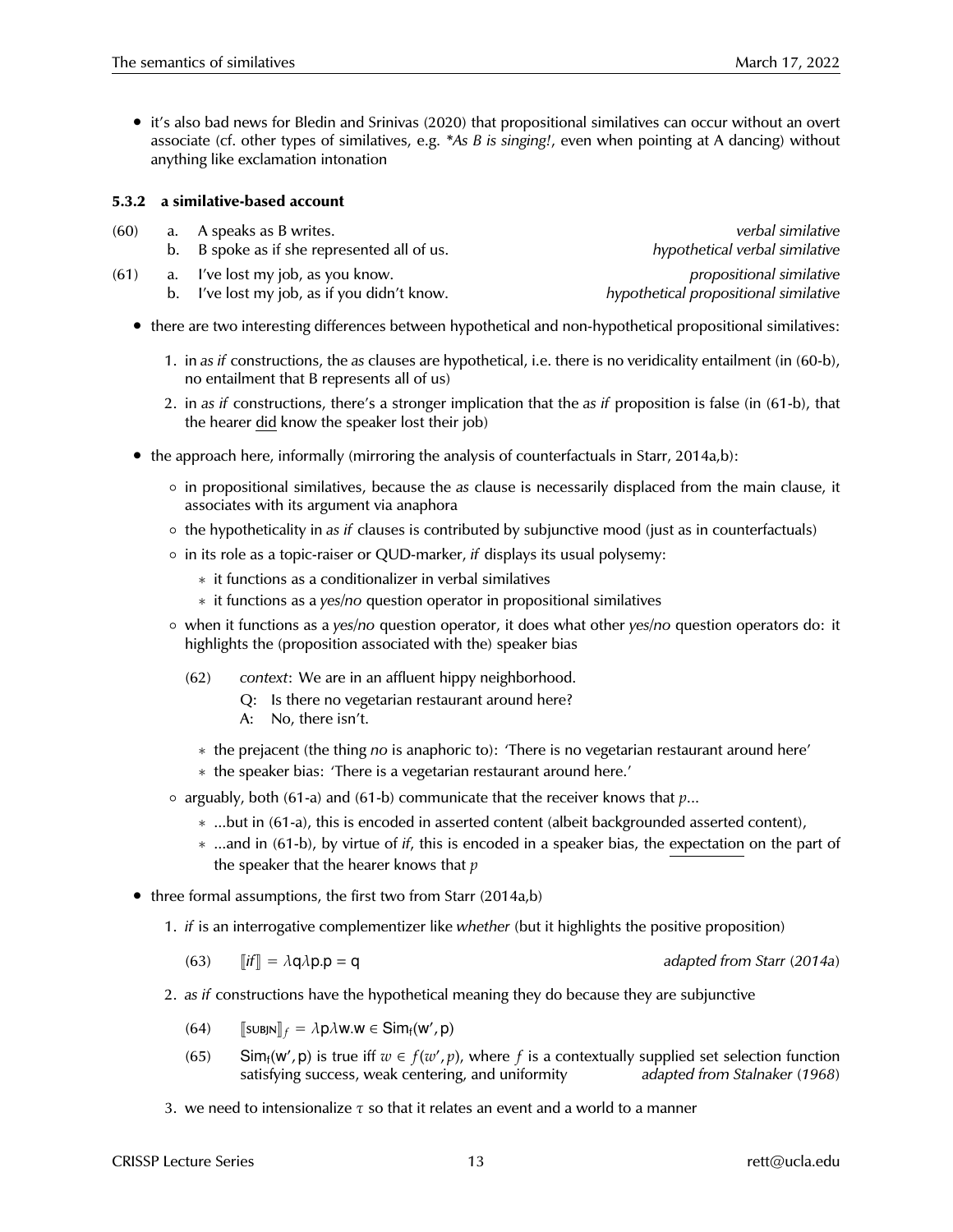- it's also bad news for Bledin and Srinivas (2020) that propositional similatives can occur without an overt associate (cf. other types of similatives, e.g. **As B is singing!*, even when pointing at A dancing) without anything like exclamation intonation

### 5.3.2 a similative-based account

(60) a. A speaks as B writes. *verbal similative*
 b. B spoke as if she represented all of us. *hypothetical verbal similative*

(61) a. I've lost my job, as you know. *propositional similative*
 b. I've lost my job, as if you didn't know. *hypothetical propositional similative*

- there are two interesting differences between hypothetical and non-hypothetical propositional similatives:
  1. in *as if* constructions, the *as* clauses are hypothetical, i.e. there is no veridicality entailment (in (60-b), no entailment that B represents all of us)
  2. in *as if* constructions, there's a stronger implication that the *as if* proposition is false (in (61-b), that the hearer <u>did</u> know the speaker lost their job)
- the approach here, informally (mirroring the analysis of counterfactuals in Starr, 2014a,b):
  - in propositional similatives, because the *as* clause is necessarily displaced from the main clause, it associates with its argument via anaphora
  - the hypotheticality in *as if* clauses is contributed by subjunctive mood (just as in counterfactuals)
  - in its role as a topic-raiser or QUD-marker, *if* displays its usual polysemy:
    - it functions as a conditionalizer in verbal similatives
    - it functions as a *yes/no* question operator in propositional similatives
  - when it functions as a *yes/no* question operator, it does what other *yes/no* question operators do: it highlights the (proposition associated with the) speaker bias

    (62) *context*: We are in an affluent hippy neighborhood.
     Q: Is there no vegetarian restaurant around here?
     A: No, there isn't.

    - the prejacent (the thing *no* is anaphoric to): 'There is no vegetarian restaurant around here'
    - the speaker bias: 'There is a vegetarian restaurant around here.'
  - arguably, both (61-a) and (61-b) communicate that the receiver knows that $p$...
    - ...but in (61-a), this is encoded in asserted content (albeit backgrounded asserted content),
    - ...and in (61-b), by virtue of *if*, this is encoded in a speaker bias, the <u>expectation</u> on the part of the speaker that the hearer knows that $p$
- three formal assumptions, the first two from Starr (2014a,b)
  1. *if* is an interrogative complementizer like *whether* (but it highlights the positive proposition)

     (63) $[\![if]\!] = \lambda q \lambda p. p = q$ *adapted from Starr (2014a)*

  2. *as if* constructions have the hypothetical meaning they do because they are subjunctive

     (64) $[\![\text{SUBJN}]\!]_f = \lambda p \lambda w. w \in \mathsf{Sim_f}(w', p)$

     (65) $\mathsf{Sim_f}(w', p)$ is true iff $w \in f(w', p)$, where $f$ is a contextually supplied set selection function satisfying success, weak centering, and uniformity *adapted from Stalnaker (1968)*

  3. we need to intensionalize $\tau$ so that it relates an event and a world to a manner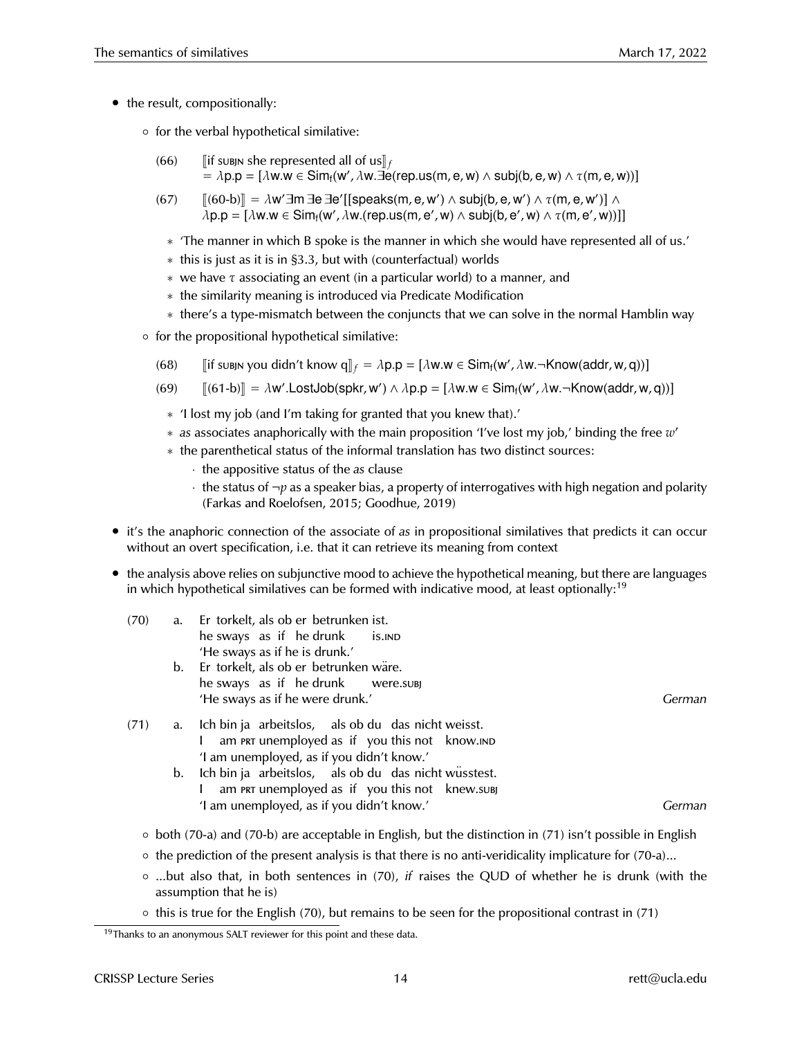- the result, compositionally:
  - for the verbal hypothetical similative:

    (66) $[\![$if SUBJN she represented all of us$]\!]_f$
    $= \lambda p.p = [\lambda w.w \in \text{Sim}_f(w', \lambda w.\exists e(\text{rep.us}(m,e,w) \wedge \text{subj}(b,e,w) \wedge \tau(m,e,w))]$

    (67) $[\![$(60-b)$]\!] = \lambda w' \exists m \exists e \exists e'[[\text{speaks}(m,e,w') \wedge \text{subj}(b,e,w') \wedge \tau(m,e,w')] \wedge$
    $\lambda p.p = [\lambda w.w \in \text{Sim}_f(w', \lambda w.(\text{rep.us}(m,e',w) \wedge \text{subj}(b,e',w) \wedge \tau(m,e',w))]]$

    - 'The manner in which B spoke is the manner in which she would have represented all of us.'
    - this is just as it is in §3.3, but with (counterfactual) worlds
    - we have $\tau$ associating an event (in a particular world) to a manner, and
    - the similarity meaning is introduced via Predicate Modification
    - there's a type-mismatch between the conjuncts that we can solve in the normal Hamblin way

  - for the propositional hypothetical similative:

    (68) $[\![$if SUBJN you didn't know q$]\!]_f = \lambda p.p = [\lambda w.w \in \text{Sim}_f(w', \lambda w.\neg\text{Know}(\text{addr},w,q))]$

    (69) $[\![$(61-b)$]\!] = \lambda w'.\text{LostJob}(\text{spkr},w') \wedge \lambda p.p = [\lambda w.w \in \text{Sim}_f(w', \lambda w.\neg\text{Know}(\text{addr},w,q))]$

    - 'I lost my job (and I'm taking for granted that you knew that).'
    - *as* associates anaphorically with the main proposition 'I've lost my job,' binding the free $w'$
    - the parenthetical status of the informal translation has two distinct sources:
      - the appositive status of the *as* clause
      - the status of $\neg p$ as a speaker bias, a property of interrogatives with high negation and polarity (Farkas and Roelofsen, 2015; Goodhue, 2019)

- it's the anaphoric connection of the associate of *as* in propositional similatives that predicts it can occur without an overt specification, i.e. that it can retrieve its meaning from context
- the analysis above relies on subjunctive mood to achieve the hypothetical meaning, but there are languages in which hypothetical similatives can be formed with indicative mood, at least optionally:[19]

(70) a. Er torkelt, als ob er betrunken ist.
he sways as if he drunk is.IND
'He sways as if he is drunk.'

b. Er torkelt, als ob er betrunken wäre.
he sways as if he drunk were.SUBJ
'He sways as if he were drunk.' *German*

(71) a. Ich bin ja arbeitslos, als ob du das nicht weisst.
I am PRT unemployed as if you this not know.IND
'I am unemployed, as if you didn't know.'

b. Ich bin ja arbeitslos, als ob du das nicht wüsstest.
I am PRT unemployed as if you this not knew.SUBJ
'I am unemployed, as if you didn't know.' *German*

  - both (70-a) and (70-b) are acceptable in English, but the distinction in (71) isn't possible in English
  - the prediction of the present analysis is that there is no anti-veridicality implicature for (70-a)...
  - ...but also that, in both sentences in (70), *if* raises the QUD of whether he is drunk (with the assumption that he is)
  - this is true for the English (70), but remains to be seen for the propositional contrast in (71)

[19] Thanks to an anonymous SALT reviewer for this point and these data.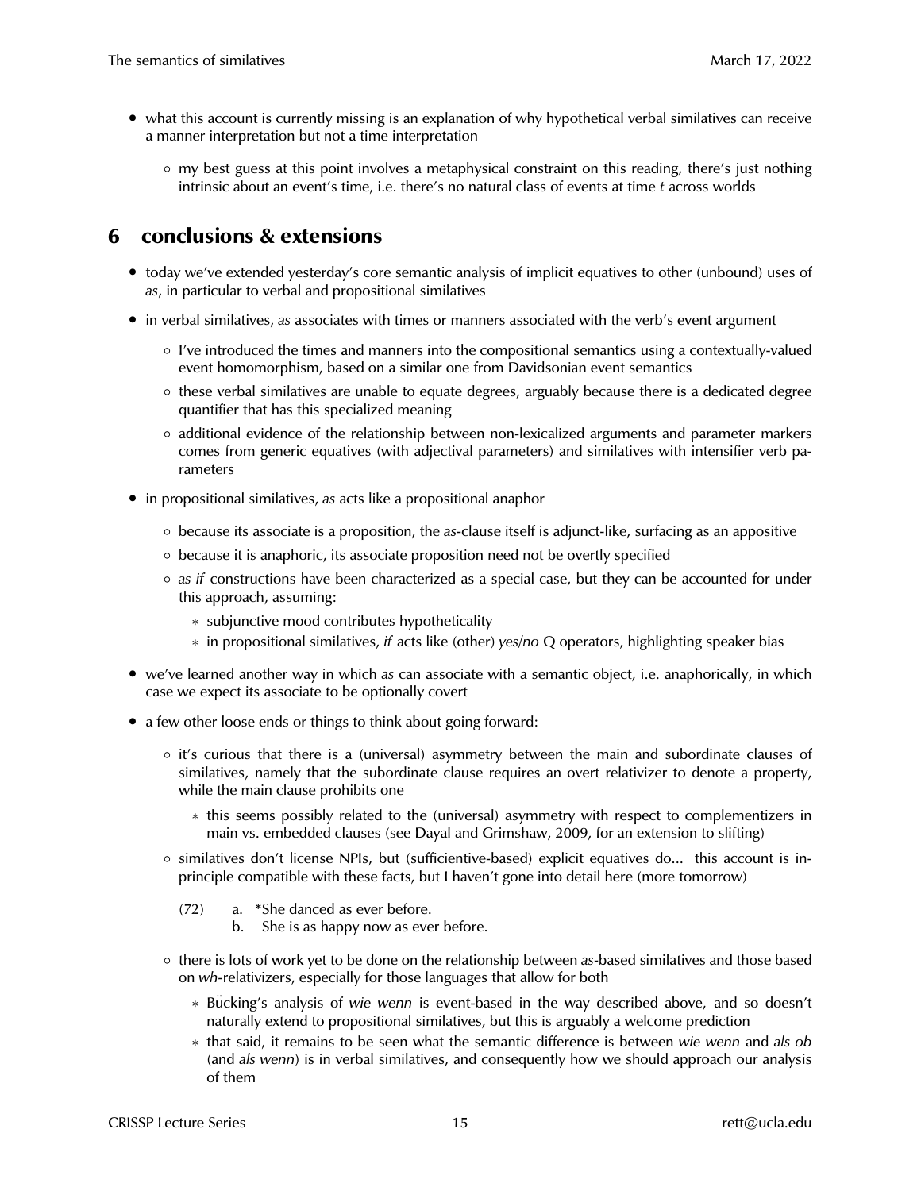- what this account is currently missing is an explanation of why hypothetical verbal similatives can receive a manner interpretation but not a time interpretation
  - my best guess at this point involves a metaphysical constraint on this reading, there's just nothing intrinsic about an event's time, i.e. there's no natural class of events at time $t$ across worlds

## 6 conclusions & extensions

- today we've extended yesterday's core semantic analysis of implicit equatives to other (unbound) uses of *as*, in particular to verbal and propositional similatives
- in verbal similatives, *as* associates with times or manners associated with the verb's event argument
  - I've introduced the times and manners into the compositional semantics using a contextually-valued event homomorphism, based on a similar one from Davidsonian event semantics
  - these verbal similatives are unable to equate degrees, arguably because there is a dedicated degree quantifier that has this specialized meaning
  - additional evidence of the relationship between non-lexicalized arguments and parameter markers comes from generic equatives (with adjectival parameters) and similatives with intensifier verb parameters
- in propositional similatives, *as* acts like a propositional anaphor
  - because its associate is a proposition, the *as*-clause itself is adjunct-like, surfacing as an appositive
  - because it is anaphoric, its associate proposition need not be overtly specified
  - *as if* constructions have been characterized as a special case, but they can be accounted for under this approach, assuming:
    - subjunctive mood contributes hypotheticality
    - in propositional similatives, *if* acts like (other) *yes/no* Q operators, highlighting speaker bias
- we've learned another way in which *as* can associate with a semantic object, i.e. anaphorically, in which case we expect its associate to be optionally covert
- a few other loose ends or things to think about going forward:
  - it's curious that there is a (universal) asymmetry between the main and subordinate clauses of similatives, namely that the subordinate clause requires an overt relativizer to denote a property, while the main clause prohibits one
    - this seems possibly related to the (universal) asymmetry with respect to complementizers in main vs. embedded clauses (see Dayal and Grimshaw, 2009, for an extension to slifting)
  - similatives don't license NPIs, but (sufficientive-based) explicit equatives do... this account is in-principle compatible with these facts, but I haven't gone into detail here (more tomorrow)

    (72) a. *She danced as ever before.
    
    b. She is as happy now as ever before.
  - there is lots of work yet to be done on the relationship between *as*-based similatives and those based on *wh*-relativizers, especially for those languages that allow for both
    - Bücking's analysis of *wie wenn* is event-based in the way described above, and so doesn't naturally extend to propositional similatives, but this is arguably a welcome prediction
    - that said, it remains to be seen what the semantic difference is between *wie wenn* and *als ob* (and *als wenn*) is in verbal similatives, and consequently how we should approach our analysis of them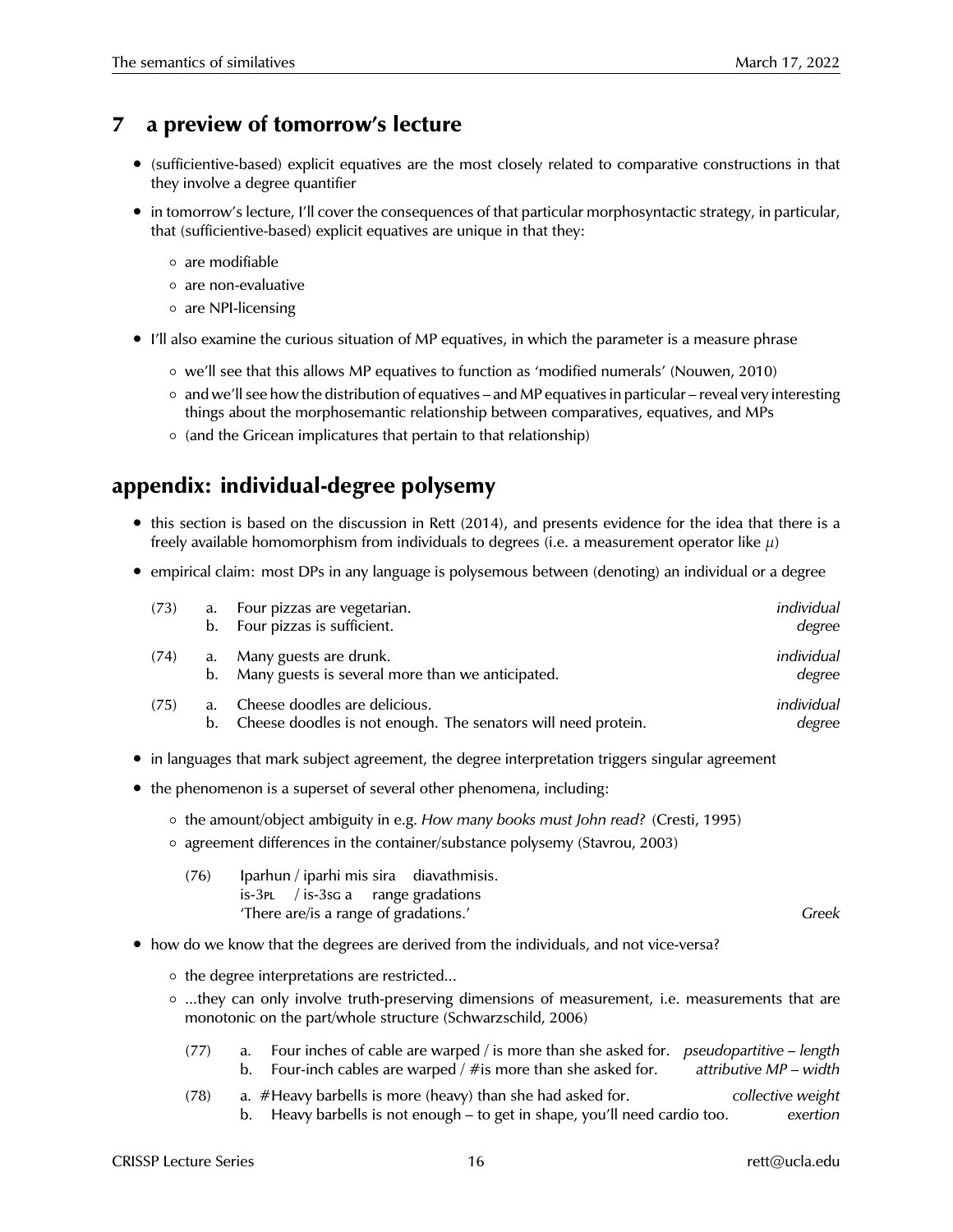## 7 a preview of tomorrow's lecture

- (sufficientive-based) explicit equatives are the most closely related to comparative constructions in that they involve a degree quantifier
- in tomorrow's lecture, I'll cover the consequences of that particular morphosyntactic strategy, in particular, that (sufficientive-based) explicit equatives are unique in that they:
  - are modifiable
  - are non-evaluative
  - are NPI-licensing
- I'll also examine the curious situation of MP equatives, in which the parameter is a measure phrase
  - we'll see that this allows MP equatives to function as 'modified numerals' (Nouwen, 2010)
  - and we'll see how the distribution of equatives – and MP equatives in particular – reveal very interesting things about the morphosemantic relationship between comparatives, equatives, and MPs
  - (and the Gricean implicatures that pertain to that relationship)

## appendix: individual-degree polysemy

- this section is based on the discussion in Rett (2014), and presents evidence for the idea that there is a freely available homomorphism from individuals to degrees (i.e. a measurement operator like $\mu$)
- empirical claim: most DPs in any language is polysemous between (denoting) an individual or a degree

(73) a. Four pizzas are vegetarian. *individual*
 b. Four pizzas is sufficient. *degree*

(74) a. Many guests are drunk. *individual*
 b. Many guests is several more than we anticipated. *degree*

(75) a. Cheese doodles are delicious. *individual*
 b. Cheese doodles is not enough. The senators will need protein. *degree*

- in languages that mark subject agreement, the degree interpretation triggers singular agreement
- the phenomenon is a superset of several other phenomena, including:
  - the amount/object ambiguity in e.g. *How many books must John read?* (Cresti, 1995)
  - agreement differences in the container/substance polysemy (Stavrou, 2003)

(76) Iparhun / iparhi mis sira diavathmisis.
 is-3PL / is-3SG a range gradations
 'There are/is a range of gradations.' *Greek*

- how do we know that the degrees are derived from the individuals, and not vice-versa?
  - the degree interpretations are restricted...
  - ...they can only involve truth-preserving dimensions of measurement, i.e. measurements that are monotonic on the part/whole structure (Schwarzschild, 2006)

(77) a. Four inches of cable are warped / is more than she asked for. *pseudopartitive – length*
 b. Four-inch cables are warped / #is more than she asked for. *attributive MP – width*

(78) a. #Heavy barbells is more (heavy) than she had asked for. *collective weight*
 b. Heavy barbells is not enough – to get in shape, you'll need cardio too. *exertion*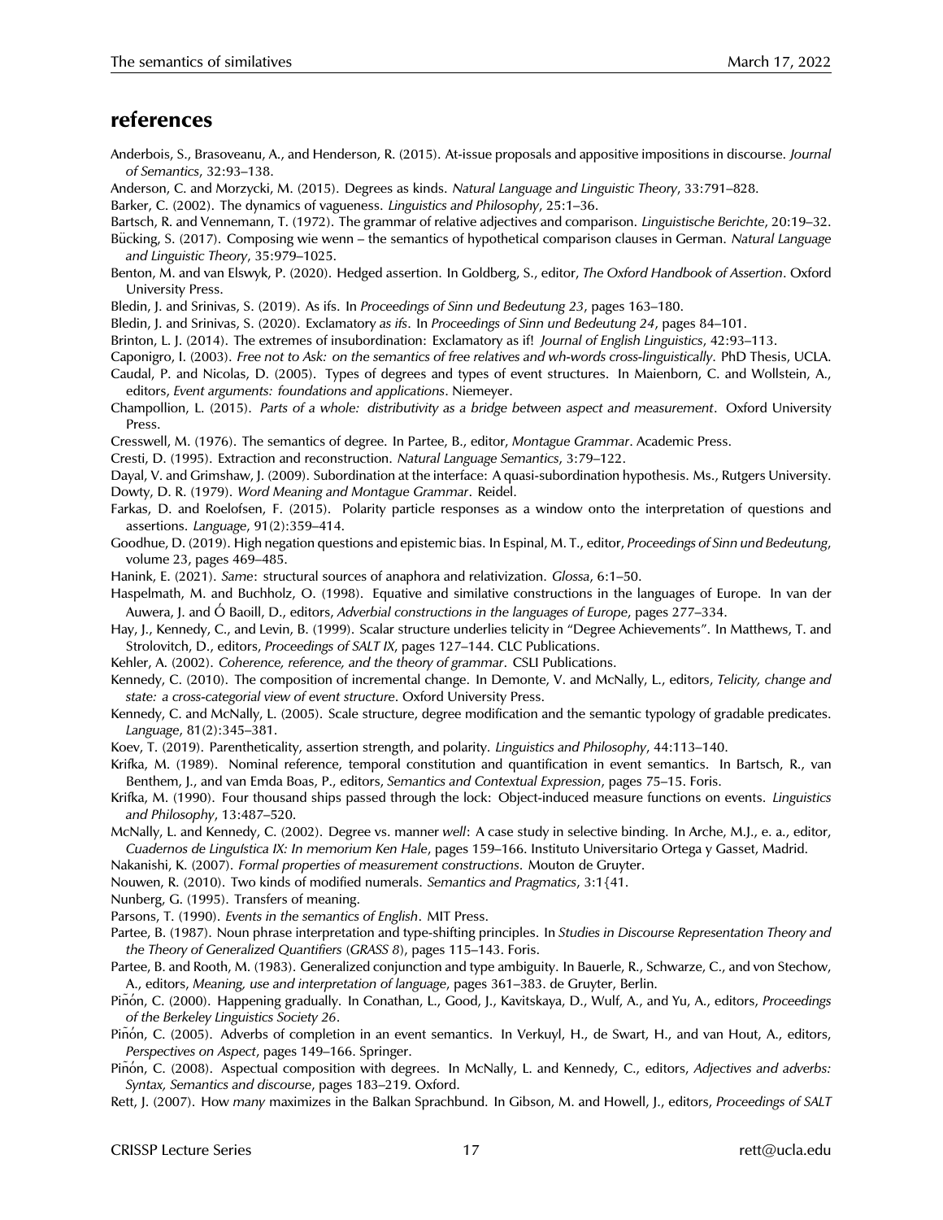## references

Anderbois, S., Brasoveanu, A., and Henderson, R. (2015). At-issue proposals and appositive impositions in discourse. *Journal of Semantics*, 32:93–138.

Anderson, C. and Morzycki, M. (2015). Degrees as kinds. *Natural Language and Linguistic Theory*, 33:791–828.

Barker, C. (2002). The dynamics of vagueness. *Linguistics and Philosophy*, 25:1–36.

Bartsch, R. and Vennemann, T. (1972). The grammar of relative adjectives and comparison. *Linguistische Berichte*, 20:19–32.

Bücking, S. (2017). Composing wie wenn – the semantics of hypothetical comparison clauses in German. *Natural Language and Linguistic Theory*, 35:979–1025.

Benton, M. and van Elswyk, P. (2020). Hedged assertion. In Goldberg, S., editor, *The Oxford Handbook of Assertion*. Oxford University Press.

Bledin, J. and Srinivas, S. (2019). As ifs. In *Proceedings of Sinn und Bedeutung 23*, pages 163–180.

Bledin, J. and Srinivas, S. (2020). Exclamatory *as ifs*. In *Proceedings of Sinn und Bedeutung 24*, pages 84–101.

Brinton, L. J. (2014). The extremes of insubordination: Exclamatory as if! *Journal of English Linguistics*, 42:93–113.

Caponigro, I. (2003). *Free not to Ask: on the semantics of free relatives and wh-words cross-linguistically*. PhD Thesis, UCLA.

Caudal, P. and Nicolas, D. (2005). Types of degrees and types of event structures. In Maienborn, C. and Wollstein, A., editors, *Event arguments: foundations and applications*. Niemeyer.

Champollion, L. (2015). *Parts of a whole: distributivity as a bridge between aspect and measurement*. Oxford University Press.

Cresswell, M. (1976). The semantics of degree. In Partee, B., editor, *Montague Grammar*. Academic Press.

Cresti, D. (1995). Extraction and reconstruction. *Natural Language Semantics*, 3:79–122.

Dayal, V. and Grimshaw, J. (2009). Subordination at the interface: A quasi-subordination hypothesis. Ms., Rutgers University.

Dowty, D. R. (1979). *Word Meaning and Montague Grammar*. Reidel.

Farkas, D. and Roelofsen, F. (2015). Polarity particle responses as a window onto the interpretation of questions and assertions. *Language*, 91(2):359–414.

Goodhue, D. (2019). High negation questions and epistemic bias. In Espinal, M. T., editor, *Proceedings of Sinn und Bedeutung*, volume 23, pages 469–485.

Hanink, E. (2021). *Same*: structural sources of anaphora and relativization. *Glossa*, 6:1–50.

Haspelmath, M. and Buchholz, O. (1998). Equative and similative constructions in the languages of Europe. In van der Auwera, J. and Ó Baoill, D., editors, *Adverbial constructions in the languages of Europe*, pages 277–334.

Hay, J., Kennedy, C., and Levin, B. (1999). Scalar structure underlies telicity in "Degree Achievements". In Matthews, T. and Strolovitch, D., editors, *Proceedings of SALT IX*, pages 127–144. CLC Publications.

Kehler, A. (2002). *Coherence, reference, and the theory of grammar*. CSLI Publications.

Kennedy, C. (2010). The composition of incremental change. In Demonte, V. and McNally, L., editors, *Telicity, change and state: a cross-categorial view of event structure*. Oxford University Press.

Kennedy, C. and McNally, L. (2005). Scale structure, degree modification and the semantic typology of gradable predicates. *Language*, 81(2):345–381.

Koev, T. (2019). Parentheticality, assertion strength, and polarity. *Linguistics and Philosophy*, 44:113–140.

Krifka, M. (1989). Nominal reference, temporal constitution and quantification in event semantics. In Bartsch, R., van Benthem, J., and van Emda Boas, P., editors, *Semantics and Contextual Expression*, pages 75–15. Foris.

Krifka, M. (1990). Four thousand ships passed through the lock: Object-induced measure functions on events. *Linguistics and Philosophy*, 13:487–520.

McNally, L. and Kennedy, C. (2002). Degree vs. manner *well*: A case study in selective binding. In Arche, M.J., e. a., editor, *Cuadernos de Lingułstica IX: In memorium Ken Hale*, pages 159–166. Instituto Universitario Ortega y Gasset, Madrid.

Nakanishi, K. (2007). *Formal properties of measurement constructions*. Mouton de Gruyter.

Nouwen, R. (2010). Two kinds of modified numerals. *Semantics and Pragmatics*, 3:1{41.

Nunberg, G. (1995). Transfers of meaning.

Parsons, T. (1990). *Events in the semantics of English*. MIT Press.

Partee, B. (1987). Noun phrase interpretation and type-shifting principles. In *Studies in Discourse Representation Theory and the Theory of Generalized Quantifiers* (*GRASS 8*), pages 115–143. Foris.

Partee, B. and Rooth, M. (1983). Generalized conjunction and type ambiguity. In Bauerle, R., Schwarze, C., and von Stechow, A., editors, *Meaning, use and interpretation of language*, pages 361–383. de Gruyter, Berlin.

Piñón, C. (2000). Happening gradually. In Conathan, L., Good, J., Kavitskaya, D., Wulf, A., and Yu, A., editors, *Proceedings of the Berkeley Linguistics Society 26*.

Piñón, C. (2005). Adverbs of completion in an event semantics. In Verkuyl, H., de Swart, H., and van Hout, A., editors, *Perspectives on Aspect*, pages 149–166. Springer.

Piñón, C. (2008). Aspectual composition with degrees. In McNally, L. and Kennedy, C., editors, *Adjectives and adverbs: Syntax, Semantics and discourse*, pages 183–219. Oxford.

Rett, J. (2007). How *many* maximizes in the Balkan Sprachbund. In Gibson, M. and Howell, J., editors, *Proceedings of SALT*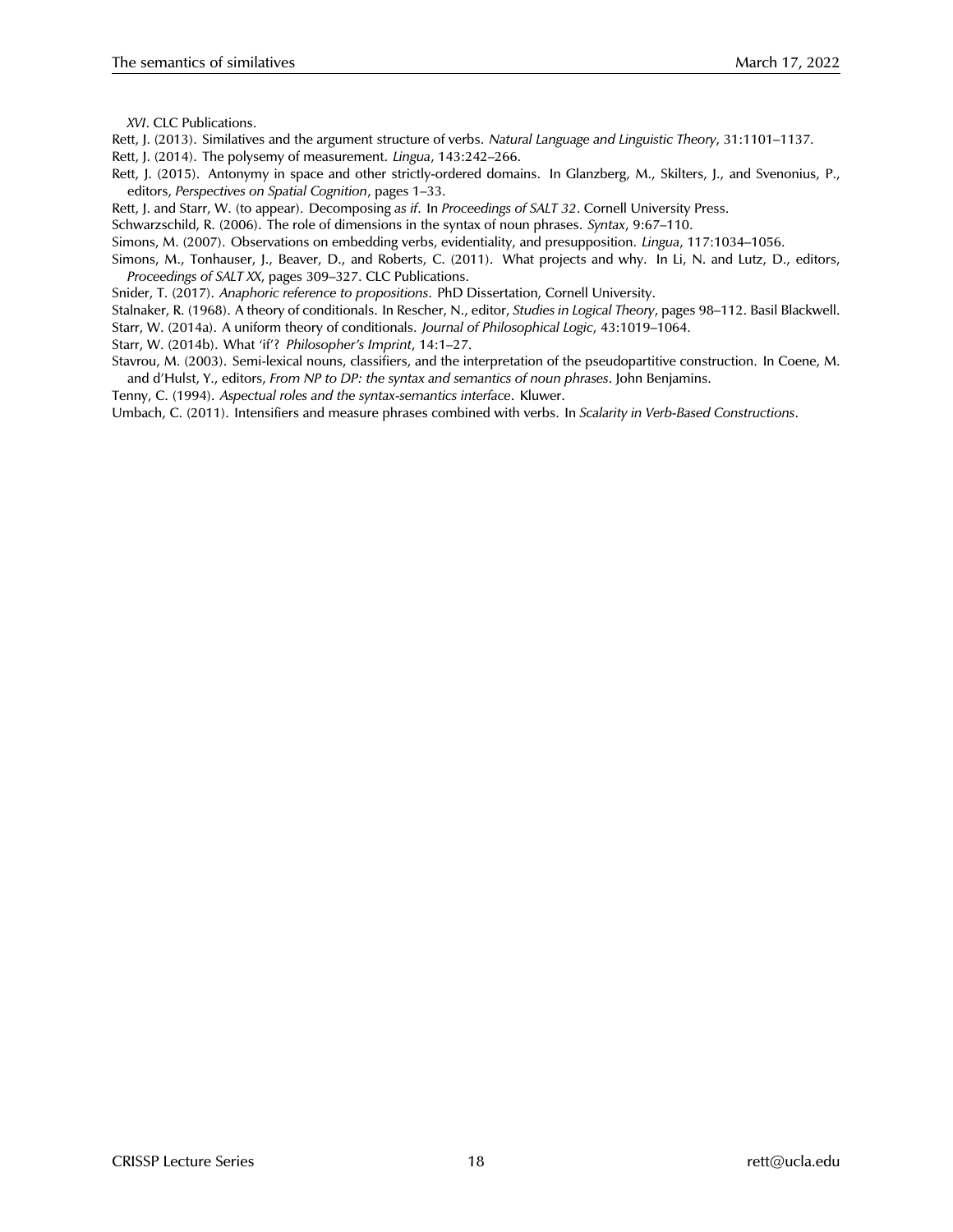*XVI*. CLC Publications.

Rett, J. (2013). Similatives and the argument structure of verbs. *Natural Language and Linguistic Theory*, 31:1101–1137.

Rett, J. (2014). The polysemy of measurement. *Lingua*, 143:242–266.

Rett, J. (2015). Antonymy in space and other strictly-ordered domains. In Glanzberg, M., Skilters, J., and Svenonius, P., editors, *Perspectives on Spatial Cognition*, pages 1–33.

Rett, J. and Starr, W. (to appear). Decomposing *as if*. In *Proceedings of SALT 32*. Cornell University Press.

Schwarzschild, R. (2006). The role of dimensions in the syntax of noun phrases. *Syntax*, 9:67–110.

Simons, M. (2007). Observations on embedding verbs, evidentiality, and presupposition. *Lingua*, 117:1034–1056.

Simons, M., Tonhauser, J., Beaver, D., and Roberts, C. (2011). What projects and why. In Li, N. and Lutz, D., editors, *Proceedings of SALT XX*, pages 309–327. CLC Publications.

Snider, T. (2017). *Anaphoric reference to propositions*. PhD Dissertation, Cornell University.

Stalnaker, R. (1968). A theory of conditionals. In Rescher, N., editor, *Studies in Logical Theory*, pages 98–112. Basil Blackwell.

Starr, W. (2014a). A uniform theory of conditionals. *Journal of Philosophical Logic*, 43:1019–1064.

Starr, W. (2014b). What 'if'? *Philosopher's Imprint*, 14:1–27.

Stavrou, M. (2003). Semi-lexical nouns, classifiers, and the interpretation of the pseudopartitive construction. In Coene, M. and d'Hulst, Y., editors, *From NP to DP: the syntax and semantics of noun phrases*. John Benjamins.

Tenny, C. (1994). *Aspectual roles and the syntax-semantics interface*. Kluwer.

Umbach, C. (2011). Intensifiers and measure phrases combined with verbs. In *Scalarity in Verb-Based Constructions*.